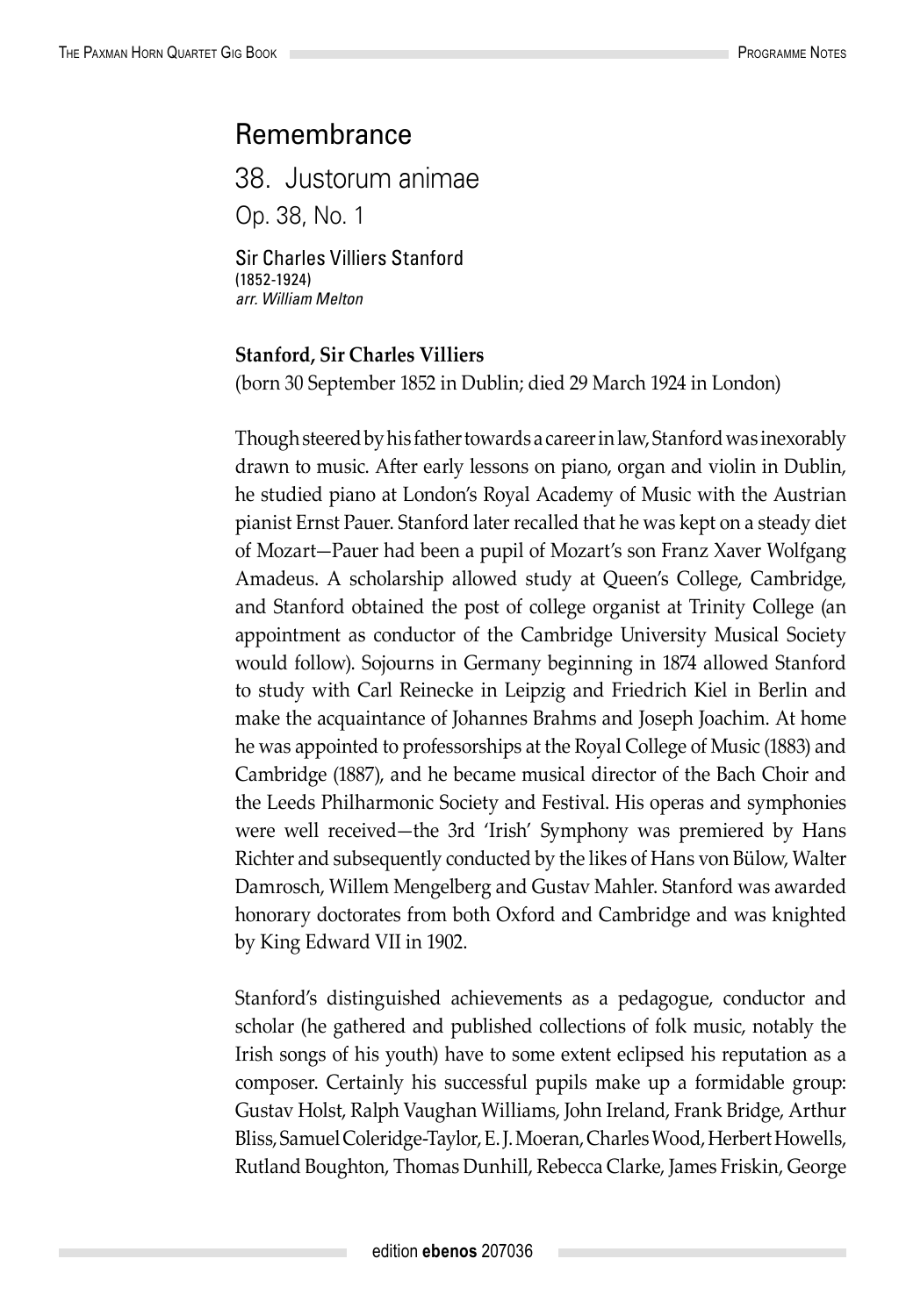# Remembrance

## 38. Justorum animae

Op. 38, No. 1

Sir Charles Villiers Stanford
(1852-1924)
*arr. William Melton*

**Stanford, Sir Charles Villiers**
(born 30 September 1852 in Dublin; died 29 March 1924 in London)

Though steered by his father towards a career in law, Stanford was inexorably drawn to music. After early lessons on piano, organ and violin in Dublin, he studied piano at London's Royal Academy of Music with the Austrian pianist Ernst Pauer. Stanford later recalled that he was kept on a steady diet of Mozart—Pauer had been a pupil of Mozart's son Franz Xaver Wolfgang Amadeus. A scholarship allowed study at Queen's College, Cambridge, and Stanford obtained the post of college organist at Trinity College (an appointment as conductor of the Cambridge University Musical Society would follow). Sojourns in Germany beginning in 1874 allowed Stanford to study with Carl Reinecke in Leipzig and Friedrich Kiel in Berlin and make the acquaintance of Johannes Brahms and Joseph Joachim. At home he was appointed to professorships at the Royal College of Music (1883) and Cambridge (1887), and he became musical director of the Bach Choir and the Leeds Philharmonic Society and Festival. His operas and symphonies were well received—the 3rd 'Irish' Symphony was premiered by Hans Richter and subsequently conducted by the likes of Hans von Bülow, Walter Damrosch, Willem Mengelberg and Gustav Mahler. Stanford was awarded honorary doctorates from both Oxford and Cambridge and was knighted by King Edward VII in 1902.

Stanford's distinguished achievements as a pedagogue, conductor and scholar (he gathered and published collections of folk music, notably the Irish songs of his youth) have to some extent eclipsed his reputation as a composer. Certainly his successful pupils make up a formidable group: Gustav Holst, Ralph Vaughan Williams, John Ireland, Frank Bridge, Arthur Bliss, Samuel Coleridge-Taylor, E. J. Moeran, Charles Wood, Herbert Howells, Rutland Boughton, Thomas Dunhill, Rebecca Clarke, James Friskin, George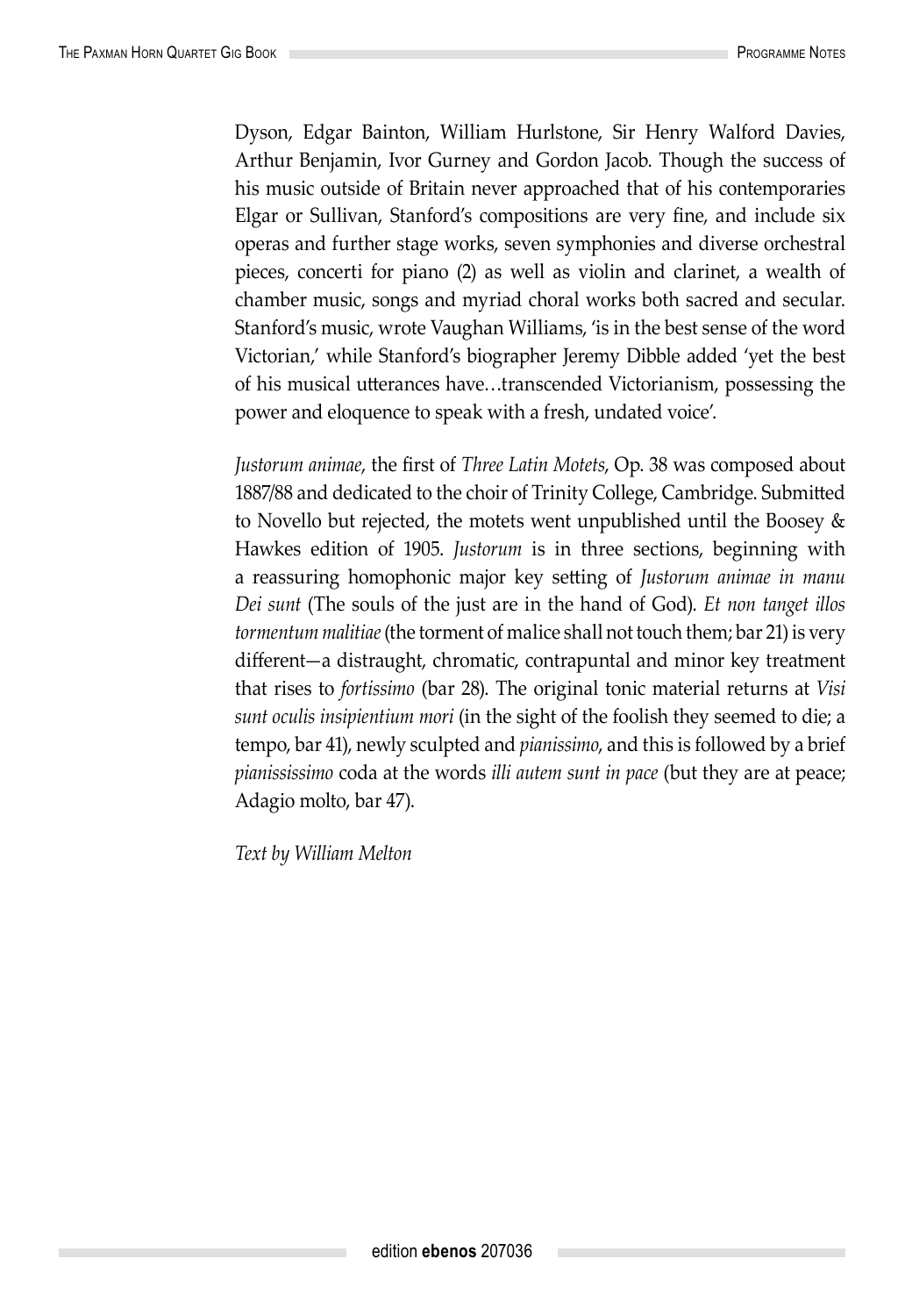Dyson, Edgar Bainton, William Hurlstone, Sir Henry Walford Davies, Arthur Benjamin, Ivor Gurney and Gordon Jacob. Though the success of his music outside of Britain never approached that of his contemporaries Elgar or Sullivan, Stanford's compositions are very fine, and include six operas and further stage works, seven symphonies and diverse orchestral pieces, concerti for piano (2) as well as violin and clarinet, a wealth of chamber music, songs and myriad choral works both sacred and secular. Stanford's music, wrote Vaughan Williams, 'is in the best sense of the word Victorian,' while Stanford's biographer Jeremy Dibble added 'yet the best of his musical utterances have…transcended Victorianism, possessing the power and eloquence to speak with a fresh, undated voice'.

*Justorum animae*, the first of *Three Latin Motets*, Op. 38 was composed about 1887/88 and dedicated to the choir of Trinity College, Cambridge. Submitted to Novello but rejected, the motets went unpublished until the Boosey & Hawkes edition of 1905. *Justorum* is in three sections, beginning with a reassuring homophonic major key setting of *Justorum animae in manu Dei sunt* (The souls of the just are in the hand of God). *Et non tanget illos tormentum malitiae* (the torment of malice shall not touch them; bar 21) is very different—a distraught, chromatic, contrapuntal and minor key treatment that rises to *fortissimo* (bar 28). The original tonic material returns at *Visi sunt oculis insipientium mori* (in the sight of the foolish they seemed to die; a tempo, bar 41), newly sculpted and *pianissimo*, and this is followed by a brief *pianississimo* coda at the words *illi autem sunt in pace* (but they are at peace; Adagio molto, bar 47).

*Text by William Melton*